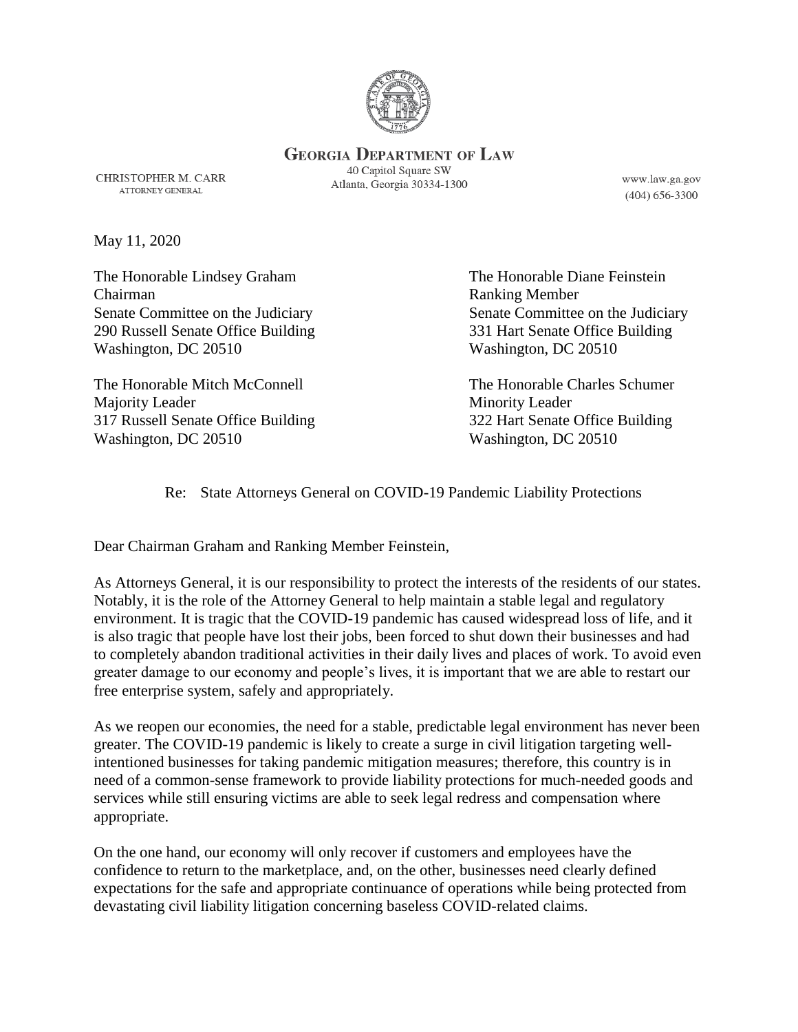**GEORGIA DEPARTMENT OF LAW**

CHRISTOPHER M. CARR
ATTORNEY GENERAL

40 Capitol Square SW
Atlanta, Georgia 30334-1300

www.law.ga.gov
(404) 656-3300

May 11, 2020

The Honorable Lindsey Graham
Chairman
Senate Committee on the Judiciary
290 Russell Senate Office Building
Washington, DC 20510

The Honorable Diane Feinstein
Ranking Member
Senate Committee on the Judiciary
331 Hart Senate Office Building
Washington, DC 20510

The Honorable Mitch McConnell
Majority Leader
317 Russell Senate Office Building
Washington, DC 20510

The Honorable Charles Schumer
Minority Leader
322 Hart Senate Office Building
Washington, DC 20510

Re: State Attorneys General on COVID-19 Pandemic Liability Protections

Dear Chairman Graham and Ranking Member Feinstein,

As Attorneys General, it is our responsibility to protect the interests of the residents of our states. Notably, it is the role of the Attorney General to help maintain a stable legal and regulatory environment. It is tragic that the COVID-19 pandemic has caused widespread loss of life, and it is also tragic that people have lost their jobs, been forced to shut down their businesses and had to completely abandon traditional activities in their daily lives and places of work. To avoid even greater damage to our economy and people's lives, it is important that we are able to restart our free enterprise system, safely and appropriately.

As we reopen our economies, the need for a stable, predictable legal environment has never been greater. The COVID-19 pandemic is likely to create a surge in civil litigation targeting well-intentioned businesses for taking pandemic mitigation measures; therefore, this country is in need of a common-sense framework to provide liability protections for much-needed goods and services while still ensuring victims are able to seek legal redress and compensation where appropriate.

On the one hand, our economy will only recover if customers and employees have the confidence to return to the marketplace, and, on the other, businesses need clearly defined expectations for the safe and appropriate continuance of operations while being protected from devastating civil liability litigation concerning baseless COVID-related claims.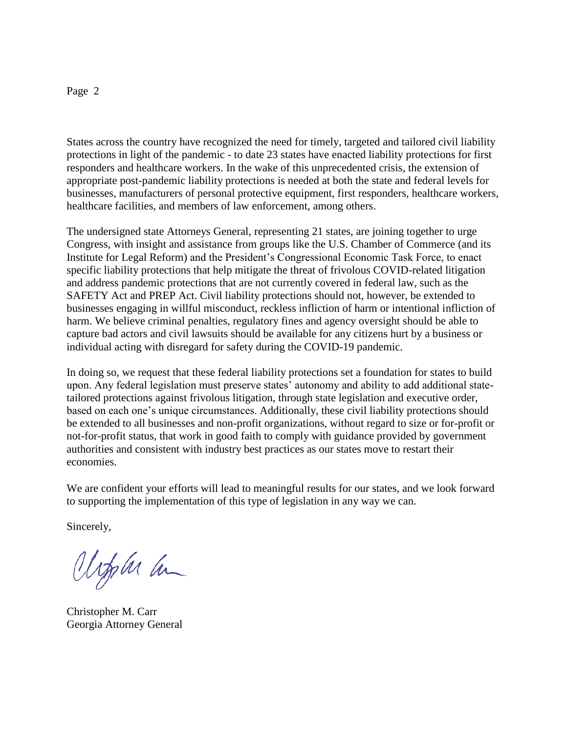States across the country have recognized the need for timely, targeted and tailored civil liability protections in light of the pandemic - to date 23 states have enacted liability protections for first responders and healthcare workers. In the wake of this unprecedented crisis, the extension of appropriate post-pandemic liability protections is needed at both the state and federal levels for businesses, manufacturers of personal protective equipment, first responders, healthcare workers, healthcare facilities, and members of law enforcement, among others.

The undersigned state Attorneys General, representing 21 states, are joining together to urge Congress, with insight and assistance from groups like the U.S. Chamber of Commerce (and its Institute for Legal Reform) and the President's Congressional Economic Task Force, to enact specific liability protections that help mitigate the threat of frivolous COVID-related litigation and address pandemic protections that are not currently covered in federal law, such as the SAFETY Act and PREP Act. Civil liability protections should not, however, be extended to businesses engaging in willful misconduct, reckless infliction of harm or intentional infliction of harm. We believe criminal penalties, regulatory fines and agency oversight should be able to capture bad actors and civil lawsuits should be available for any citizens hurt by a business or individual acting with disregard for safety during the COVID-19 pandemic.

In doing so, we request that these federal liability protections set a foundation for states to build upon. Any federal legislation must preserve states' autonomy and ability to add additional state-tailored protections against frivolous litigation, through state legislation and executive order, based on each one's unique circumstances. Additionally, these civil liability protections should be extended to all businesses and non-profit organizations, without regard to size or for-profit or not-for-profit status, that work in good faith to comply with guidance provided by government authorities and consistent with industry best practices as our states move to restart their economies.

We are confident your efforts will lead to meaningful results for our states, and we look forward to supporting the implementation of this type of legislation in any way we can.

Sincerely,

Christopher M. Carr
Georgia Attorney General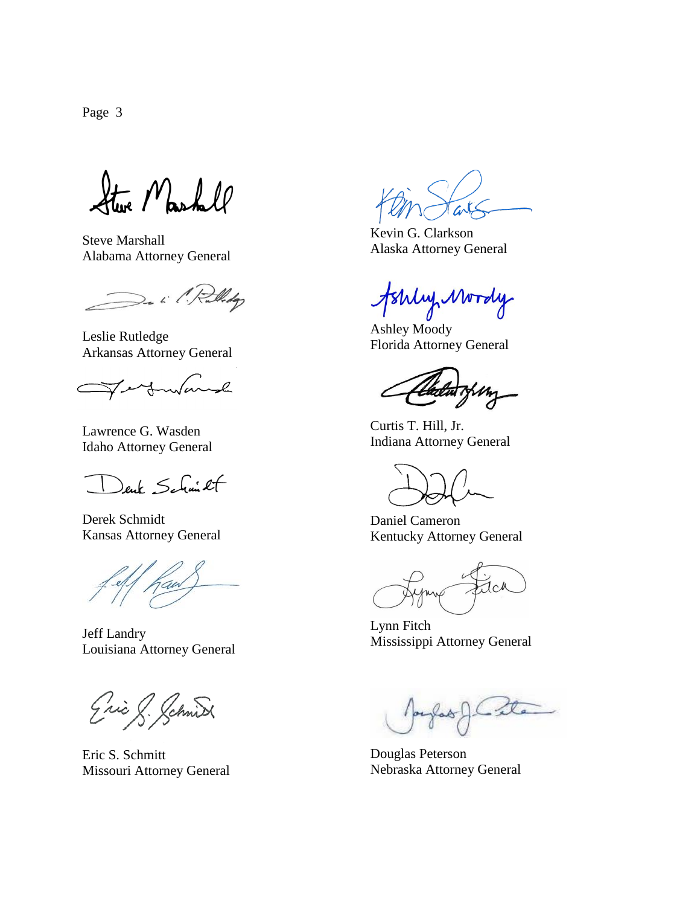Steve Marshall
Alabama Attorney General

Kevin G. Clarkson
Alaska Attorney General

Leslie Rutledge
Arkansas Attorney General

Ashley Moody
Florida Attorney General

Lawrence G. Wasden
Idaho Attorney General

Curtis T. Hill, Jr.
Indiana Attorney General

Derek Schmidt
Kansas Attorney General

Daniel Cameron
Kentucky Attorney General

Jeff Landry
Louisiana Attorney General

Lynn Fitch
Mississippi Attorney General

Eric S. Schmitt
Missouri Attorney General

Douglas Peterson
Nebraska Attorney General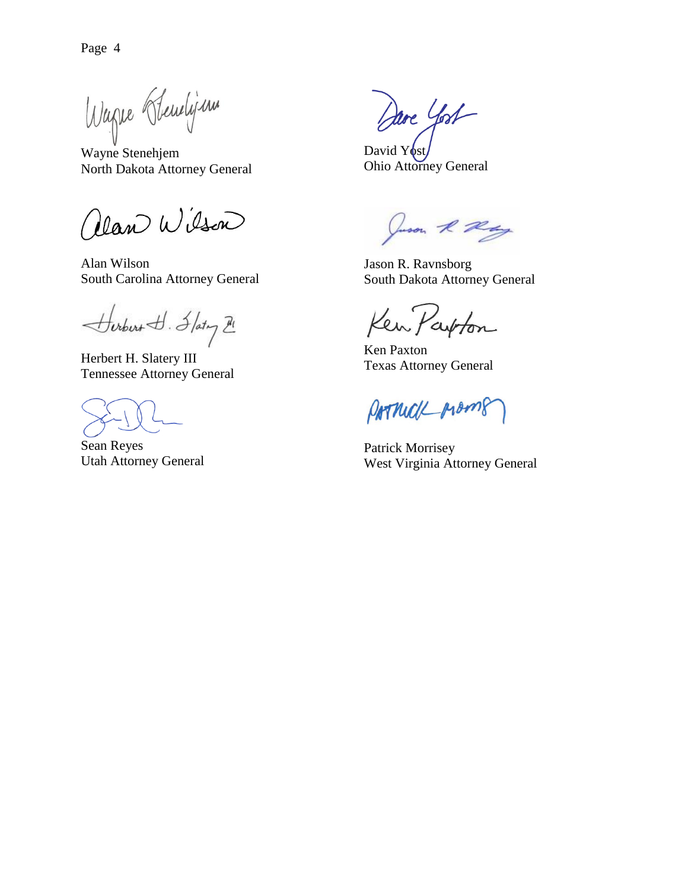Wayne Stenehjem
North Dakota Attorney General

David Yost
Ohio Attorney General

Alan Wilson
South Carolina Attorney General

Jason R. Ravnsborg
South Dakota Attorney General

Herbert H. Slatery III
Tennessee Attorney General

Ken Paxton
Texas Attorney General

Sean Reyes
Utah Attorney General

Patrick Morrisey
West Virginia Attorney General